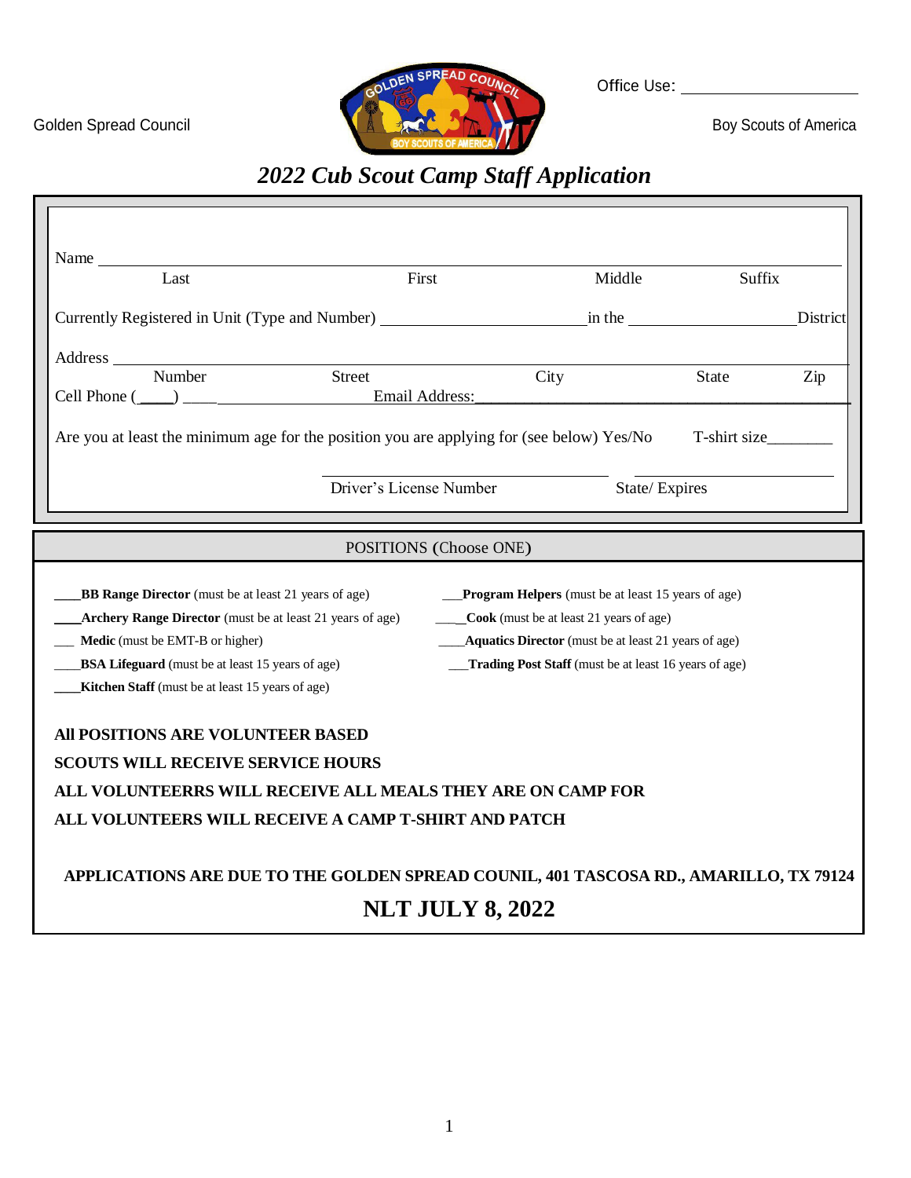Golden Spread Council

Office Use: ____________________

Boy Scouts of America

# *2022 Cub Scout Camp Staff Application*

Name ______________________________________________________________________
Last | First | Middle | Suffix

Currently Registered in Unit (Type and Number) ______________________ in the __________________ District

Address ______________________________________________________________________
Number | Street | City | State | Zip

Cell Phone (____) ____________________ Email Address: ______________________________________________

Are you at least the minimum age for the position you are applying for (see below) Yes/No    T-shirt size________

______________________________    ______________________
Driver's License Number    State/ Expires

POSITIONS (Choose ONE)

____**BB Range Director** (must be at least 21 years of age)

____**Archery Range Director** (must be at least 21 years of age)

___ **Medic** (must be EMT-B or higher)

____**BSA Lifeguard** (must be at least 15 years of age)

____**Kitchen Staff** (must be at least 15 years of age)

___**Program Helpers** (must be at least 15 years of age)

____**Cook** (must be at least 21 years of age)

____**Aquatics Director** (must be at least 21 years of age)

___**Trading Post Staff** (must be at least 16 years of age)

**All POSITIONS ARE VOLUNTEER BASED**

**SCOUTS WILL RECEIVE SERVICE HOURS**

**ALL VOLUNTEERRS WILL RECEIVE ALL MEALS THEY ARE ON CAMP FOR**

**ALL VOLUNTEERS WILL RECEIVE A CAMP T-SHIRT AND PATCH**

**APPLICATIONS ARE DUE TO THE GOLDEN SPREAD COUNIL, 401 TASCOSA RD., AMARILLO, TX 79124**

**NLT JULY 8, 2022**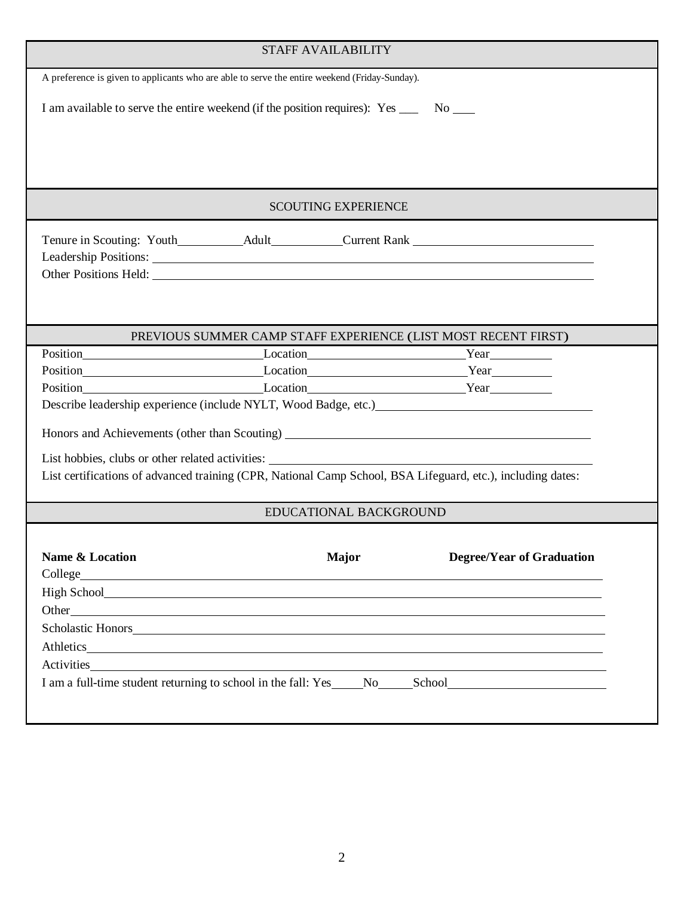## STAFF AVAILABILITY

A preference is given to applicants who are able to serve the entire weekend (Friday-Sunday).

I am available to serve the entire weekend (if the position requires): Yes \_\_\_ No \_\_\_

## SCOUTING EXPERIENCE

Tenure in Scouting: Youth\_\_\_\_\_\_\_\_\_\_ Adult\_\_\_\_\_\_\_\_\_\_ Current Rank \_\_\_\_\_\_\_\_\_\_\_\_\_\_\_\_\_\_\_\_

Leadership Positions: \_\_\_\_\_\_\_\_\_\_\_\_\_\_\_\_\_\_\_\_\_\_\_\_\_\_\_\_\_\_\_\_\_\_\_\_\_\_\_\_

Other Positions Held: \_\_\_\_\_\_\_\_\_\_\_\_\_\_\_\_\_\_\_\_\_\_\_\_\_\_\_\_\_\_\_\_\_\_\_\_\_\_\_\_

## PREVIOUS SUMMER CAMP STAFF EXPERIENCE (LIST MOST RECENT FIRST)

Position\_\_\_\_\_\_\_\_\_\_\_\_\_\_\_\_\_\_\_\_ Location\_\_\_\_\_\_\_\_\_\_\_\_\_\_\_\_\_\_\_\_ Year\_\_\_\_\_\_\_\_\_\_

Position\_\_\_\_\_\_\_\_\_\_\_\_\_\_\_\_\_\_\_\_ Location\_\_\_\_\_\_\_\_\_\_\_\_\_\_\_\_\_\_\_\_ Year\_\_\_\_\_\_\_\_\_\_

Position\_\_\_\_\_\_\_\_\_\_\_\_\_\_\_\_\_\_\_\_ Location\_\_\_\_\_\_\_\_\_\_\_\_\_\_\_\_\_\_\_\_ Year\_\_\_\_\_\_\_\_\_\_

Describe leadership experience (include NYLT, Wood Badge, etc.)\_\_\_\_\_\_\_\_\_\_\_\_\_\_\_\_\_\_\_\_\_\_\_\_\_\_

Honors and Achievements (other than Scouting) \_\_\_\_\_\_\_\_\_\_\_\_\_\_\_\_\_\_\_\_\_\_\_\_\_\_\_\_\_\_\_\_

List hobbies, clubs or other related activities: \_\_\_\_\_\_\_\_\_\_\_\_\_\_\_\_\_\_\_\_\_\_\_\_\_\_\_\_\_\_\_\_

List certifications of advanced training (CPR, National Camp School, BSA Lifeguard, etc.), including dates:

## EDUCATIONAL BACKGROUND

| Name & Location | Major | Degree/Year of Graduation |
|---|---|---|
| College | | |
| High School | | |
| Other | | |

Scholastic Honors\_\_\_\_\_\_\_\_\_\_\_\_\_\_\_\_\_\_\_\_\_\_\_\_\_\_\_\_\_\_\_\_\_\_\_\_\_\_\_\_

Athletics\_\_\_\_\_\_\_\_\_\_\_\_\_\_\_\_\_\_\_\_\_\_\_\_\_\_\_\_\_\_\_\_\_\_\_\_\_\_\_\_

Activities\_\_\_\_\_\_\_\_\_\_\_\_\_\_\_\_\_\_\_\_\_\_\_\_\_\_\_\_\_\_\_\_\_\_\_\_\_\_\_\_

I am a full-time student returning to school in the fall: Yes\_\_\_\_\_ No\_\_\_\_\_ School\_\_\_\_\_\_\_\_\_\_\_\_\_\_\_\_\_\_\_\_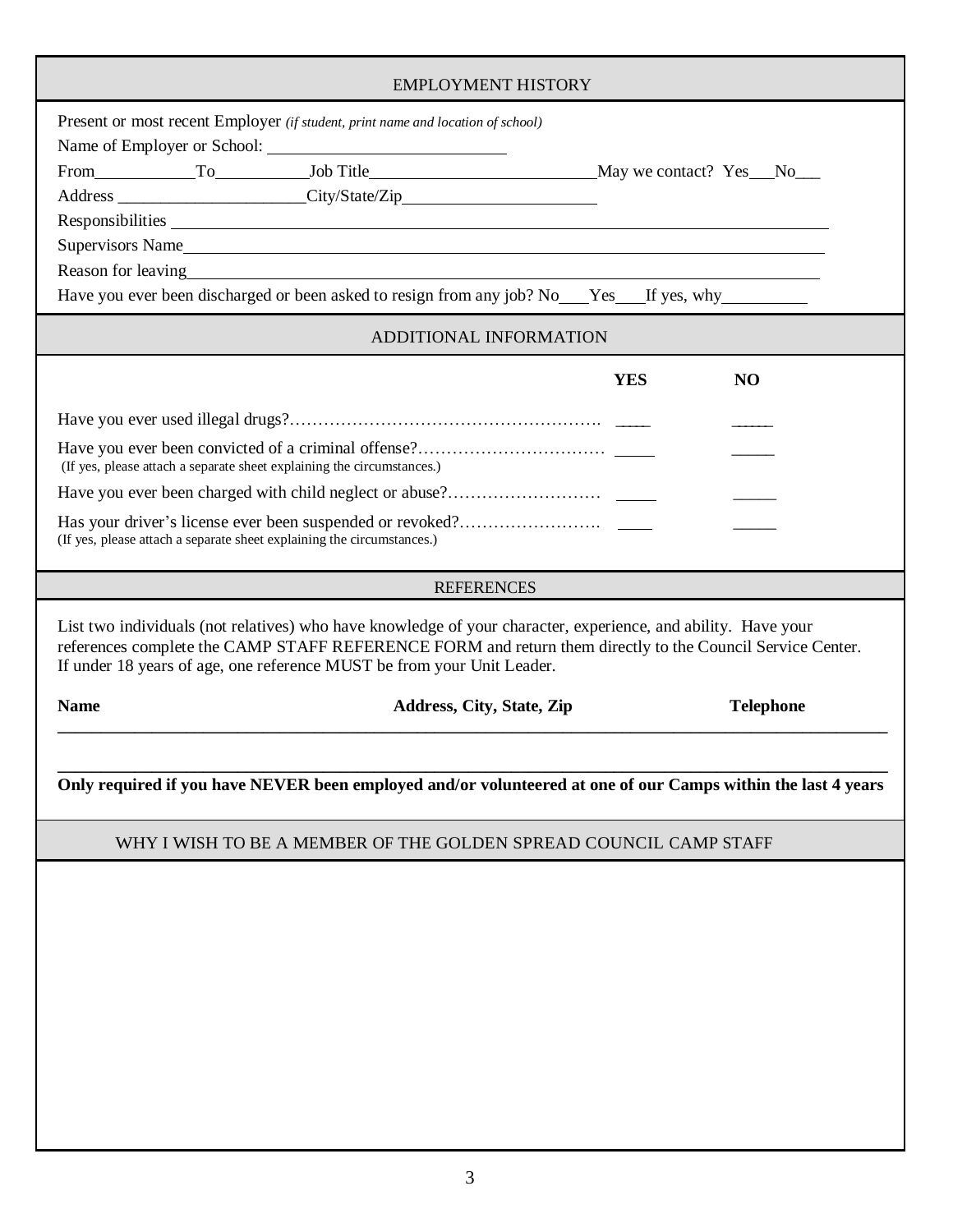## EMPLOYMENT HISTORY

Present or most recent Employer *(if student, print name and location of school)*

Name of Employer or School: ____________________________

From____________To___________Job Title___________________________May we contact? Yes___No___

Address ______________________City/State/Zip_______________________

Responsibilities ____________________________________________________________________________

Supervisors Name___________________________________________________________________________

Reason for leaving__________________________________________________________________________

Have you ever been discharged or been asked to resign from any job? No___Yes___If yes, why__________

## ADDITIONAL INFORMATION

| | YES | NO |
|---|---|---|
| Have you ever used illegal drugs?……………………………………………… | _____ | _____ |
| Have you ever been convicted of a criminal offense?…………………………… (If yes, please attach a separate sheet explaining the circumstances.) | _____ | _____ |
| Have you ever been charged with child neglect or abuse?……………………… | _____ | _____ |
| Has your driver's license ever been suspended or revoked?……………………. (If yes, please attach a separate sheet explaining the circumstances.) | _____ | _____ |

## REFERENCES

List two individuals (not relatives) who have knowledge of your character, experience, and ability. Have your references complete the CAMP STAFF REFERENCE FORM and return them directly to the Council Service Center. If under 18 years of age, one reference MUST be from your Unit Leader.

| Name | Address, City, State, Zip | Telephone |
|---|---|---|
| | | |
| | | |

**Only required if you have NEVER been employed and/or volunteered at one of our Camps within the last 4 years**

## WHY I WISH TO BE A MEMBER OF THE GOLDEN SPREAD COUNCIL CAMP STAFF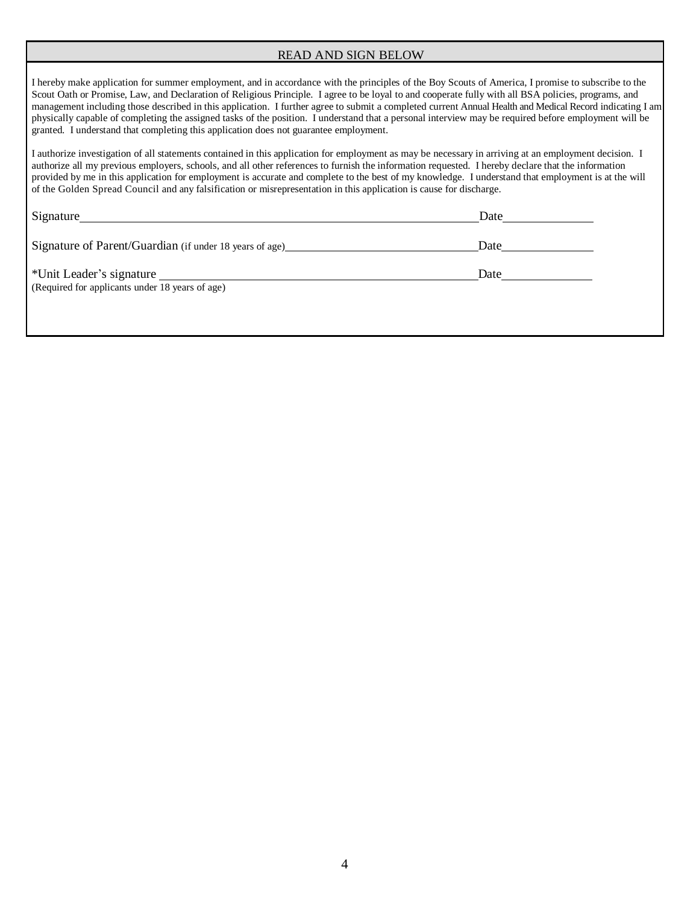## READ AND SIGN BELOW

I hereby make application for summer employment, and in accordance with the principles of the Boy Scouts of America, I promise to subscribe to the Scout Oath or Promise, Law, and Declaration of Religious Principle. I agree to be loyal to and cooperate fully with all BSA policies, programs, and management including those described in this application. I further agree to submit a completed current Annual Health and Medical Record indicating I am physically capable of completing the assigned tasks of the position. I understand that a personal interview may be required before employment will be granted. I understand that completing this application does not guarantee employment.

I authorize investigation of all statements contained in this application for employment as may be necessary in arriving at an employment decision. I authorize all my previous employers, schools, and all other references to furnish the information requested. I hereby declare that the information provided by me in this application for employment is accurate and complete to the best of my knowledge. I understand that employment is at the will of the Golden Spread Council and any falsification or misrepresentation in this application is cause for discharge.

Signature\_\_\_\_\_\_\_\_\_\_\_\_\_\_\_\_\_\_\_\_\_\_\_\_\_\_\_\_\_\_\_\_\_\_\_\_\_\_\_\_\_\_\_\_\_\_\_\_\_\_\_\_\_\_\_\_\_\_\_\_ Date\_\_\_\_\_\_\_\_\_\_\_\_\_\_\_

Signature of Parent/Guardian (if under 18 years of age)\_\_\_\_\_\_\_\_\_\_\_\_\_\_\_\_\_\_\_\_\_\_\_\_\_\_\_\_\_\_\_\_ Date\_\_\_\_\_\_\_\_\_\_\_\_\_\_\_

*Unit Leader's signature \_\_\_\_\_\_\_\_\_\_\_\_\_\_\_\_\_\_\_\_\_\_\_\_\_\_\_\_\_\_\_\_\_\_\_\_\_\_\_\_\_\_\_\_\_\_\_\_\_\_ Date\_\_\_\_\_\_\_\_\_\_\_\_\_\_\_
(Required for applicants under 18 years of age)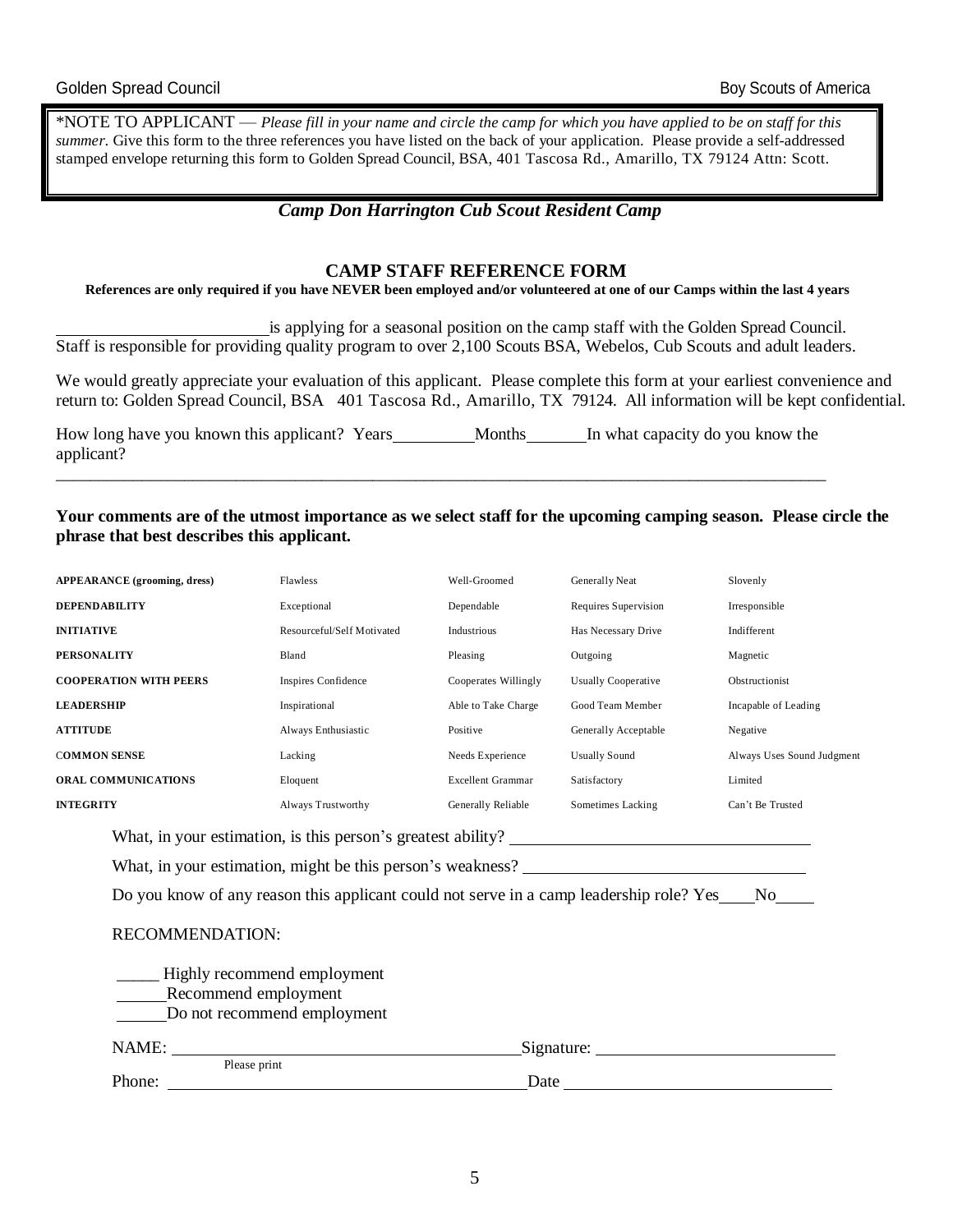*NOTE TO APPLICANT — *Please fill in your name and circle the camp for which you have applied to be on staff for this summer.* Give this form to the three references you have listed on the back of your application. Please provide a self-addressed stamped envelope returning this form to Golden Spread Council, BSA, 401 Tascosa Rd., Amarillo, TX 79124 Attn: Scott.

***Camp Don Harrington Cub Scout Resident Camp***

## CAMP STAFF REFERENCE FORM

**References are only required if you have NEVER been employed and/or volunteered at one of our Camps within the last 4 years**

_________________________ is applying for a seasonal position on the camp staff with the Golden Spread Council. Staff is responsible for providing quality program to over 2,100 Scouts BSA, Webelos, Cub Scouts and adult leaders.

We would greatly appreciate your evaluation of this applicant. Please complete this form at your earliest convenience and return to: Golden Spread Council, BSA 401 Tascosa Rd., Amarillo, TX 79124. All information will be kept confidential.

How long have you known this applicant? Years_________ Months_______ In what capacity do you know the applicant?

______________________________________________________________________________________

**Your comments are of the utmost importance as we select staff for the upcoming camping season. Please circle the phrase that best describes this applicant.**

| | | | | |
|---|---|---|---|---|
| **APPEARANCE (grooming, dress)** | Flawless | Well-Groomed | Generally Neat | Slovenly |
| **DEPENDABILITY** | Exceptional | Dependable | Requires Supervision | Irresponsible |
| **INITIATIVE** | Resourceful/Self Motivated | Industrious | Has Necessary Drive | Indifferent |
| **PERSONALITY** | Bland | Pleasing | Outgoing | Magnetic |
| **COOPERATION WITH PEERS** | Inspires Confidence | Cooperates Willingly | Usually Cooperative | Obstructionist |
| **LEADERSHIP** | Inspirational | Able to Take Charge | Good Team Member | Incapable of Leading |
| **ATTITUDE** | Always Enthusiastic | Positive | Generally Acceptable | Negative |
| **COMMON SENSE** | Lacking | Needs Experience | Usually Sound | Always Uses Sound Judgment |
| **ORAL COMMUNICATIONS** | Eloquent | Excellent Grammar | Satisfactory | Limited |
| **INTEGRITY** | Always Trustworthy | Generally Reliable | Sometimes Lacking | Can't Be Trusted |

What, in your estimation, is this person's greatest ability? ____________________________________

What, in your estimation, might be this person's weakness? ____________________________________

Do you know of any reason this applicant could not serve in a camp leadership role? Yes____ No____

RECOMMENDATION:

_____ Highly recommend employment
______ Recommend employment
______ Do not recommend employment

NAME: ________________________________________ Signature: ____________________________
Please print
Phone: ________________________________________ Date ______________________________